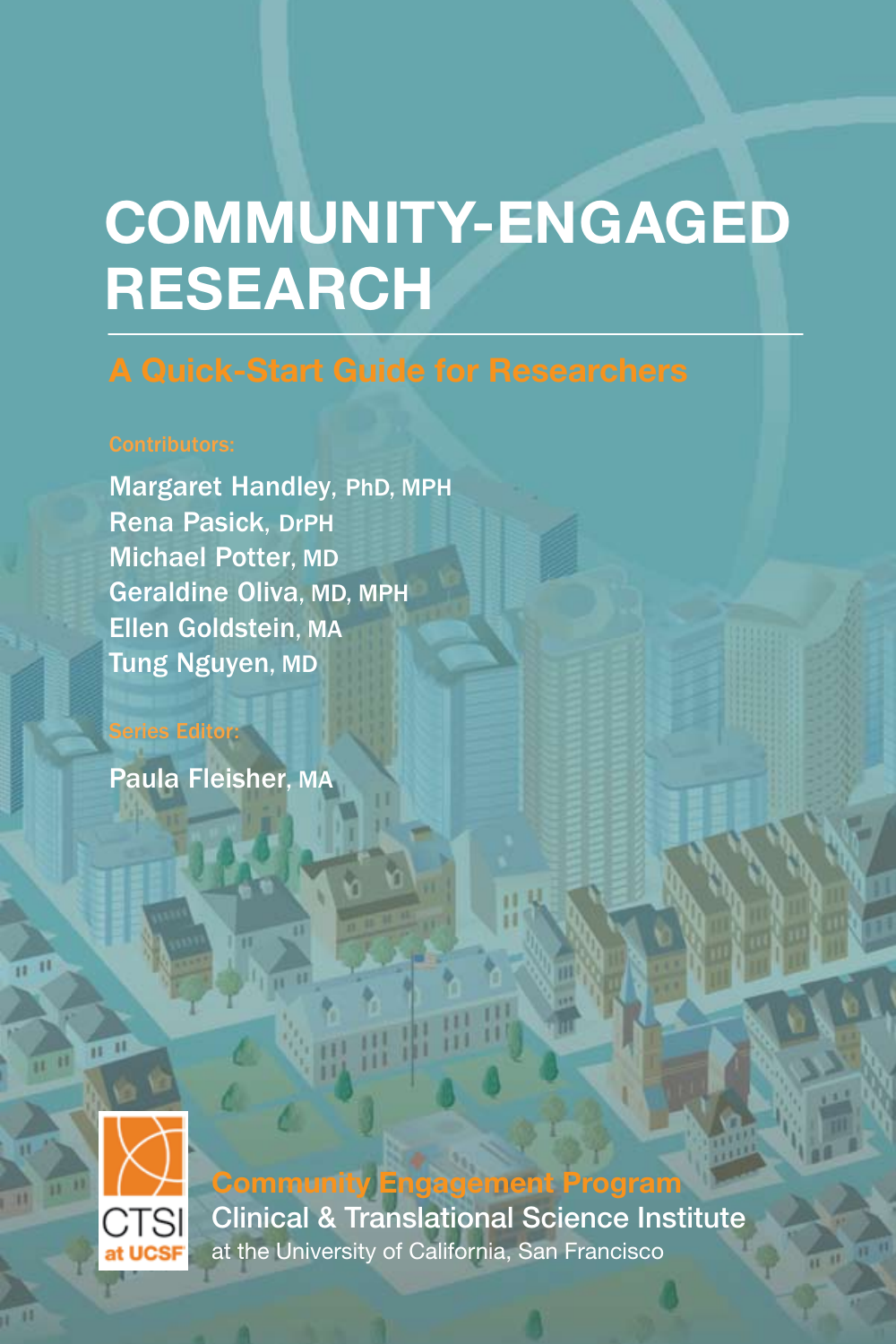# COMMUNITY-ENGAGED RESEARCH

## A Quick-Start Guide for Researchers

Contributors:

Margaret Handley, PhD, MPH
Rena Pasick, DrPH
Michael Potter, MD
Geraldine Oliva, MD, MPH
Ellen Goldstein, MA
Tung Nguyen, MD

Series Editor:

Paula Fleisher, MA

CTSI at UCSF

Community Engagement Program
Clinical & Translational Science Institute
at the University of California, San Francisco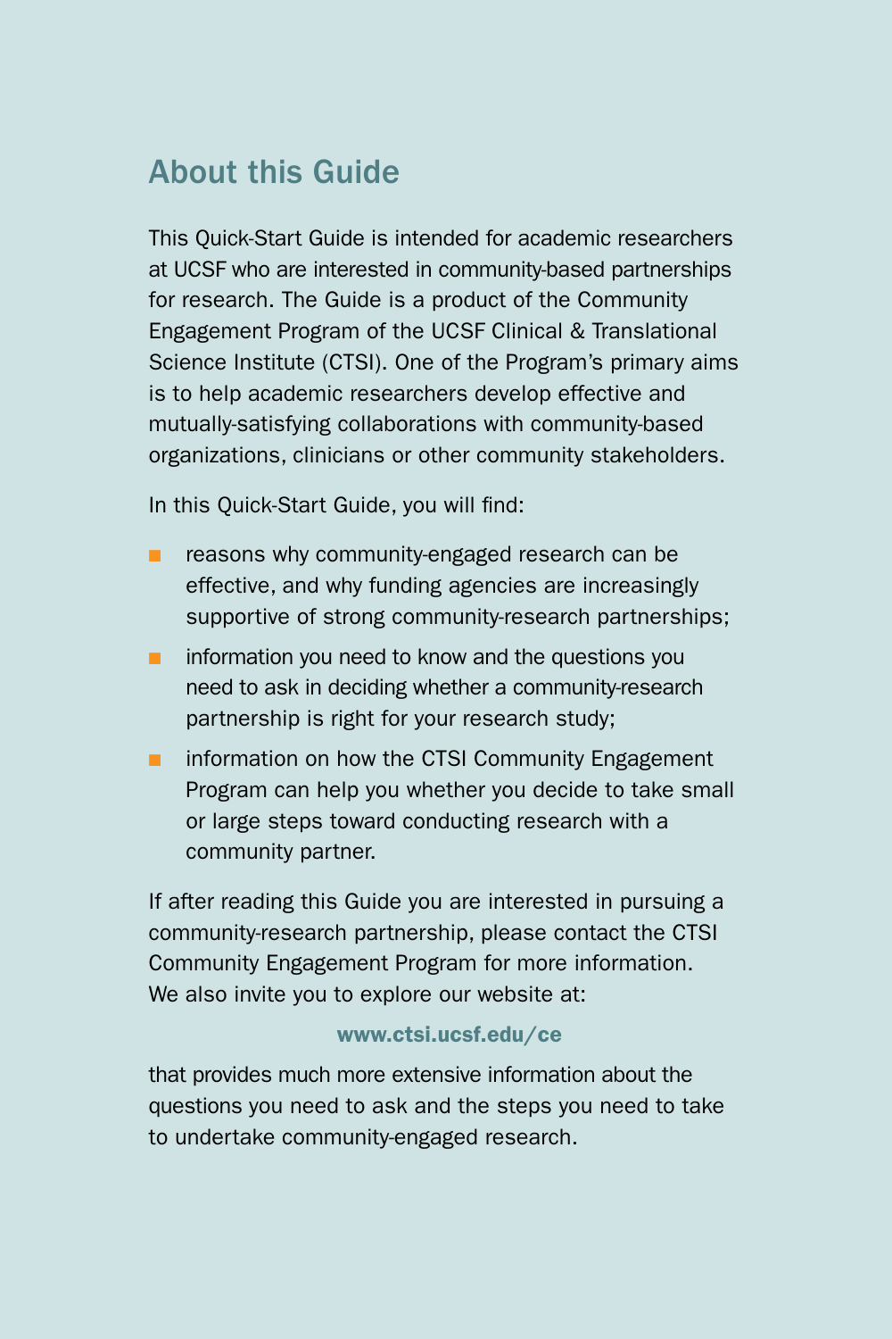## About this Guide

This Quick-Start Guide is intended for academic researchers at UCSF who are interested in community-based partnerships for research. The Guide is a product of the Community Engagement Program of the UCSF Clinical & Translational Science Institute (CTSI). One of the Program's primary aims is to help academic researchers develop effective and mutually-satisfying collaborations with community-based organizations, clinicians or other community stakeholders.

In this Quick-Start Guide, you will find:

- reasons why community-engaged research can be effective, and why funding agencies are increasingly supportive of strong community-research partnerships;
- information you need to know and the questions you need to ask in deciding whether a community-research partnership is right for your research study;
- information on how the CTSI Community Engagement Program can help you whether you decide to take small or large steps toward conducting research with a community partner.

If after reading this Guide you are interested in pursuing a community-research partnership, please contact the CTSI Community Engagement Program for more information. We also invite you to explore our website at:

**www.ctsi.ucsf.edu/ce**

that provides much more extensive information about the questions you need to ask and the steps you need to take to undertake community-engaged research.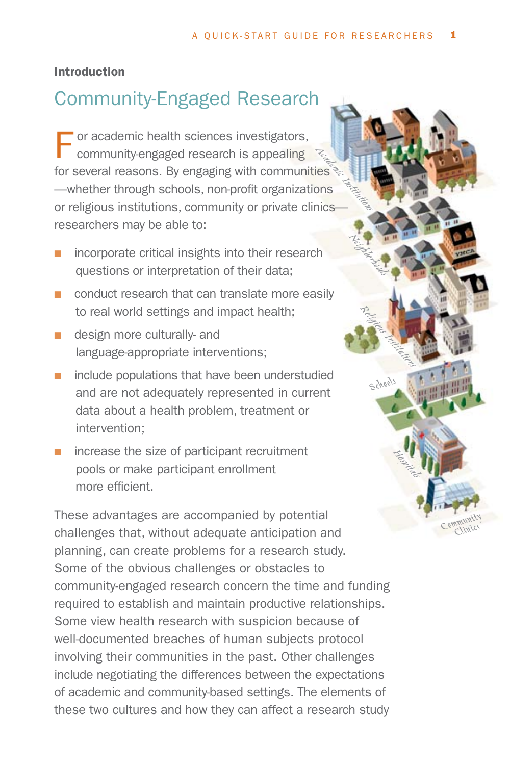**Introduction**

## Community-Engaged Research

For academic health sciences investigators, community-engaged research is appealing for several reasons. By engaging with communities—whether through schools, non-profit organizations or religious institutions, community or private clinics—researchers may be able to:

- incorporate critical insights into their research questions or interpretation of their data;
- conduct research that can translate more easily to real world settings and impact health;
- design more culturally- and language-appropriate interventions;
- include populations that have been understudied and are not adequately represented in current data about a health problem, treatment or intervention;
- increase the size of participant recruitment pools or make participant enrollment more efficient.

These advantages are accompanied by potential challenges that, without adequate anticipation and planning, can create problems for a research study. Some of the obvious challenges or obstacles to community-engaged research concern the time and funding required to establish and maintain productive relationships. Some view health research with suspicion because of well-documented breaches of human subjects protocol involving their communities in the past. Other challenges include negotiating the differences between the expectations of academic and community-based settings. The elements of these two cultures and how they can affect a research study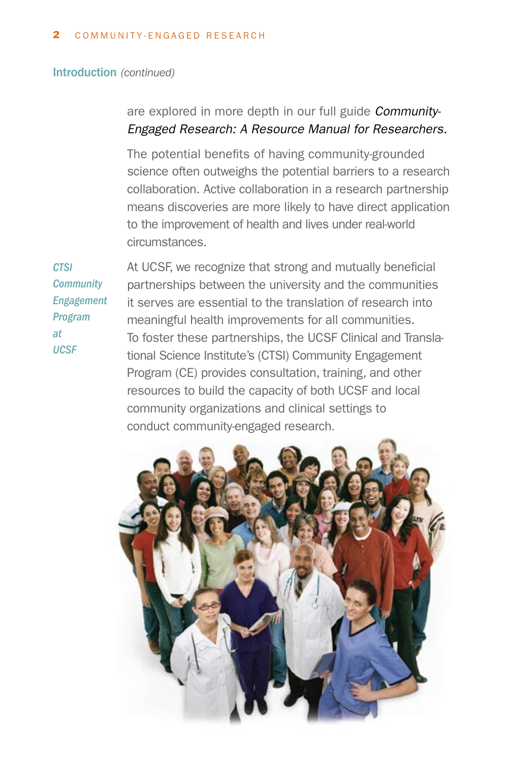## Introduction *(continued)*

are explored in more depth in our full guide ***Community-Engaged Research: A Resource Manual for Researchers.***

The potential benefits of having community-grounded science often outweighs the potential barriers to a research collaboration. Active collaboration in a research partnership means discoveries are more likely to have direct application to the improvement of health and lives under real-world circumstances.

### *CTSI Community Engagement Program at UCSF*

At UCSF, we recognize that strong and mutually beneficial partnerships between the university and the communities it serves are essential to the translation of research into meaningful health improvements for all communities. To foster these partnerships, the UCSF Clinical and Translational Science Institute's (CTSI) Community Engagement Program (CE) provides consultation, training, and other resources to build the capacity of both UCSF and local community organizations and clinical settings to conduct community-engaged research.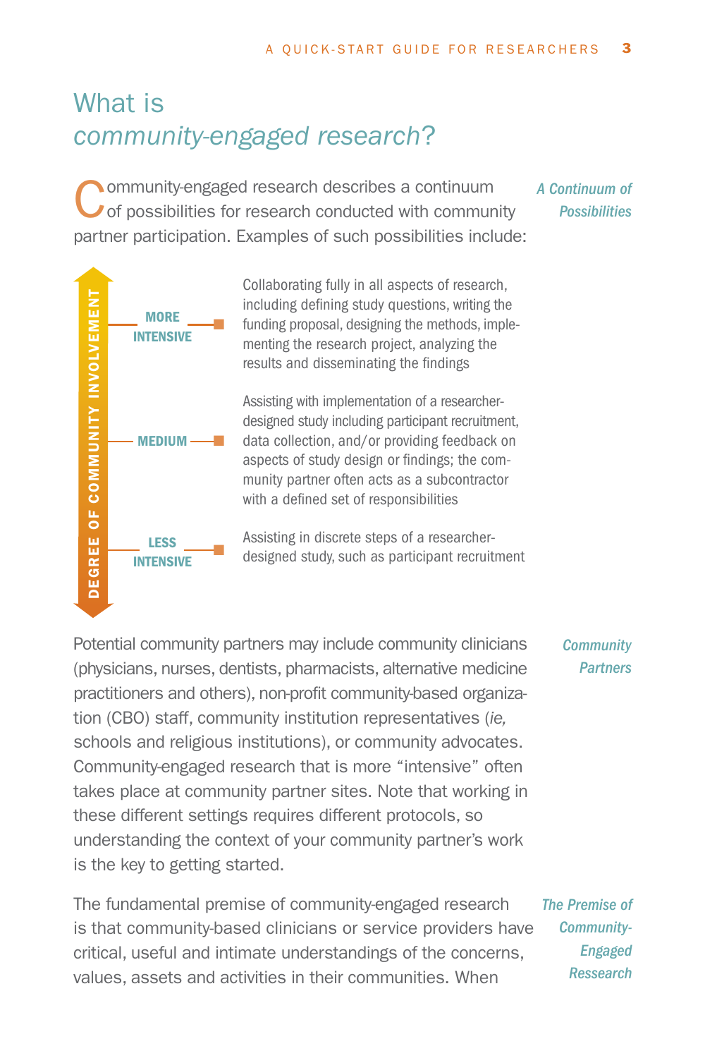# What is *community-engaged research*?

*A Continuum of Possibilities*

Community-engaged research describes a continuum of possibilities for research conducted with community partner participation. Examples of such possibilities include:

**DEGREE OF COMMUNITY INVOLVEMENT**

- **MORE INTENSIVE** — Collaborating fully in all aspects of research, including defining study questions, writing the funding proposal, designing the methods, implementing the research project, analyzing the results and disseminating the findings
- **MEDIUM** — Assisting with implementation of a researcher-designed study including participant recruitment, data collection, and/or providing feedback on aspects of study design or findings; the community partner often acts as a subcontractor with a defined set of responsibilities
- **LESS INTENSIVE** — Assisting in discrete steps of a researcher-designed study, such as participant recruitment

*Community Partners*

Potential community partners may include community clinicians (physicians, nurses, dentists, pharmacists, alternative medicine practitioners and others), non-profit community-based organization (CBO) staff, community institution representatives (*ie,* schools and religious institutions), or community advocates. Community-engaged research that is more "intensive" often takes place at community partner sites. Note that working in these different settings requires different protocols, so understanding the context of your community partner's work is the key to getting started.

*The Premise of Community-Engaged Ressearch*

The fundamental premise of community-engaged research is that community-based clinicians or service providers have critical, useful and intimate understandings of the concerns, values, assets and activities in their communities. When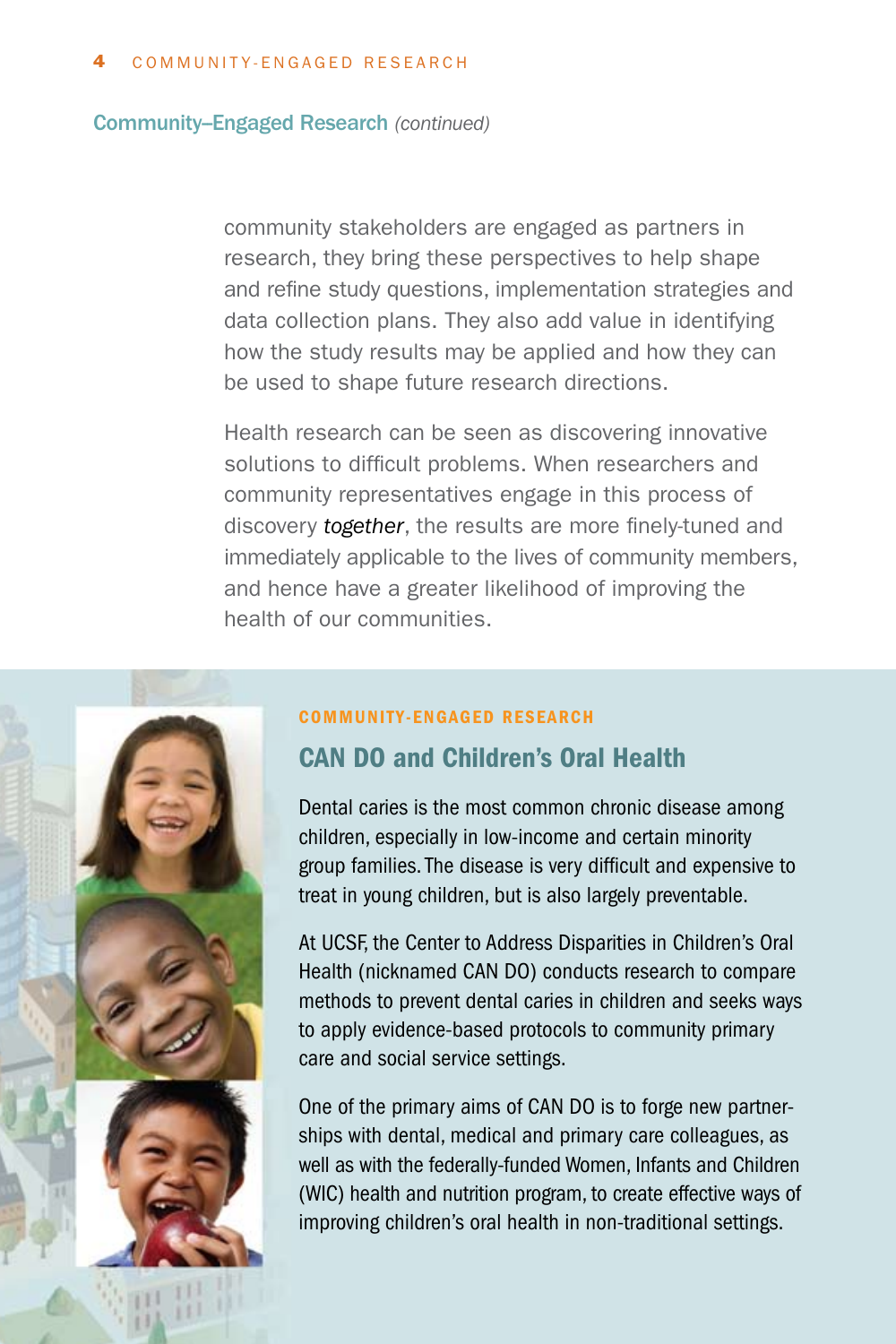## Community–Engaged Research *(continued)*

community stakeholders are engaged as partners in research, they bring these perspectives to help shape and refine study questions, implementation strategies and data collection plans. They also add value in identifying how the study results may be applied and how they can be used to shape future research directions.

Health research can be seen as discovering innovative solutions to difficult problems. When researchers and community representatives engage in this process of discovery *together*, the results are more finely-tuned and immediately applicable to the lives of community members, and hence have a greater likelihood of improving the health of our communities.

**COMMUNITY-ENGAGED RESEARCH**

### CAN DO and Children's Oral Health

Dental caries is the most common chronic disease among children, especially in low-income and certain minority group families. The disease is very difficult and expensive to treat in young children, but is also largely preventable.

At UCSF, the Center to Address Disparities in Children's Oral Health (nicknamed CAN DO) conducts research to compare methods to prevent dental caries in children and seeks ways to apply evidence-based protocols to community primary care and social service settings.

One of the primary aims of CAN DO is to forge new partnerships with dental, medical and primary care colleagues, as well as with the federally-funded Women, Infants and Children (WIC) health and nutrition program, to create effective ways of improving children's oral health in non-traditional settings.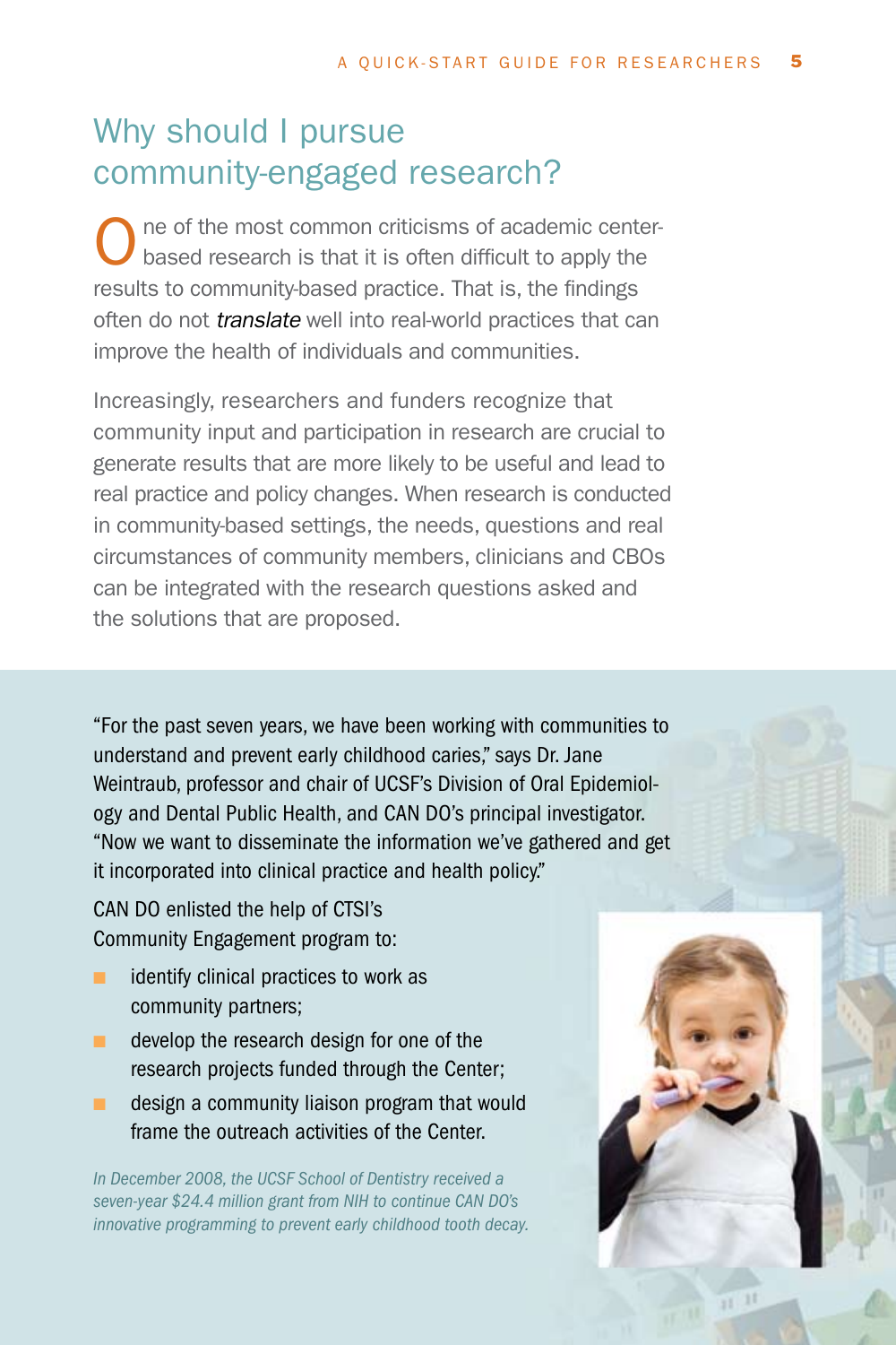## Why should I pursue community-engaged research?

One of the most common criticisms of academic center-based research is that it is often difficult to apply the results to community-based practice. That is, the findings often do not *translate* well into real-world practices that can improve the health of individuals and communities.

Increasingly, researchers and funders recognize that community input and participation in research are crucial to generate results that are more likely to be useful and lead to real practice and policy changes. When research is conducted in community-based settings, the needs, questions and real circumstances of community members, clinicians and CBOs can be integrated with the research questions asked and the solutions that are proposed.

"For the past seven years, we have been working with communities to understand and prevent early childhood caries," says Dr. Jane Weintraub, professor and chair of UCSF's Division of Oral Epidemiology and Dental Public Health, and CAN DO's principal investigator. "Now we want to disseminate the information we've gathered and get it incorporated into clinical practice and health policy."

CAN DO enlisted the help of CTSI's Community Engagement program to:

- identify clinical practices to work as community partners;
- develop the research design for one of the research projects funded through the Center;
- design a community liaison program that would frame the outreach activities of the Center.

*In December 2008, the UCSF School of Dentistry received a seven-year $24.4 million grant from NIH to continue CAN DO's innovative programming to prevent early childhood tooth decay.*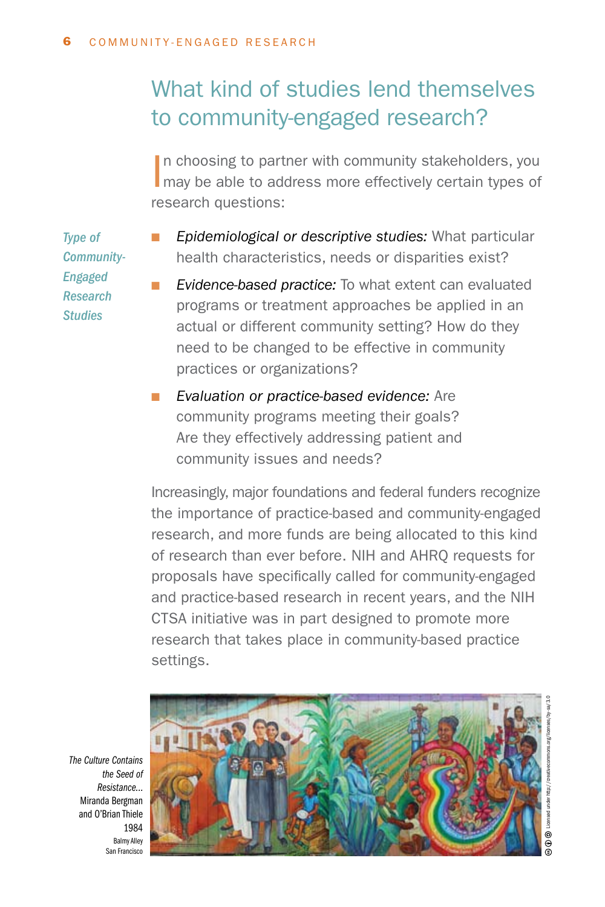## What kind of studies lend themselves to community-engaged research?

In choosing to partner with community stakeholders, you may be able to address more effectively certain types of research questions:

*Type of Community-Engaged Research Studies*

- *Epidemiological or descriptive studies:* What particular health characteristics, needs or disparities exist?
- *Evidence-based practice:* To what extent can evaluated programs or treatment approaches be applied in an actual or different community setting? How do they need to be changed to be effective in community practices or organizations?
- *Evaluation or practice-based evidence:* Are community programs meeting their goals? Are they effectively addressing patient and community issues and needs?

Increasingly, major foundations and federal funders recognize the importance of practice-based and community-engaged research, and more funds are being allocated to this kind of research than ever before. NIH and AHRQ requests for proposals have specifically called for community-engaged and practice-based research in recent years, and the NIH CTSA initiative was in part designed to promote more research that takes place in community-based practice settings.

*The Culture Contains the Seed of Resistance...* Miranda Bergman and O'Brian Thiele 1984 Balmy Alley San Francisco

Licensed under http://creativecommons.org/licenses/by-sa/3.0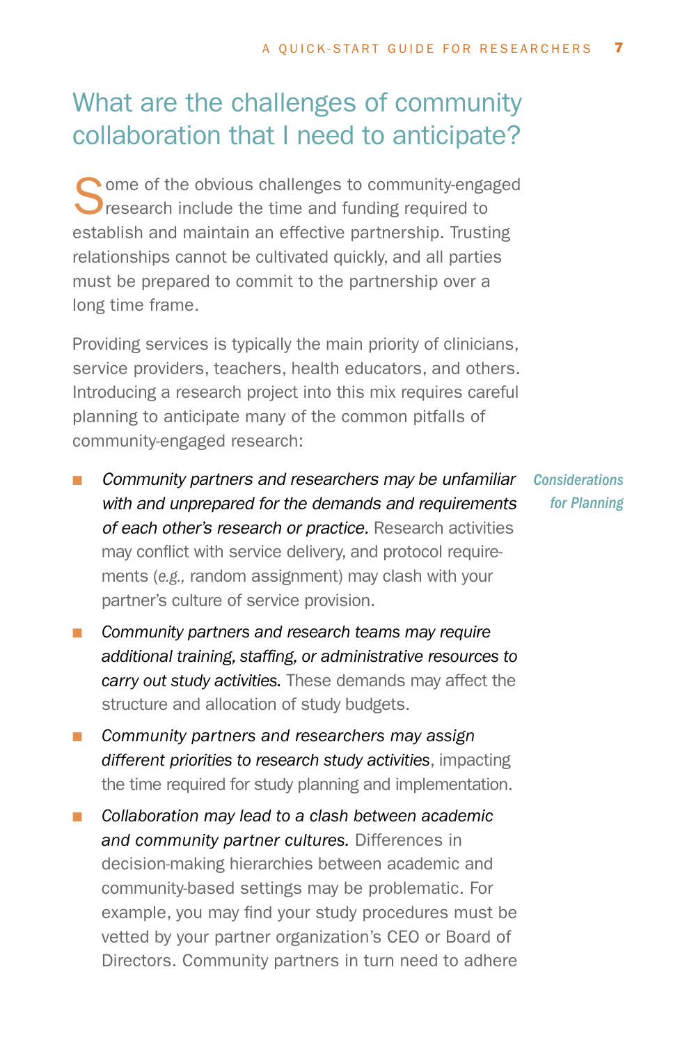## What are the challenges of community collaboration that I need to anticipate?

Some of the obvious challenges to community-engaged research include the time and funding required to establish and maintain an effective partnership. Trusting relationships cannot be cultivated quickly, and all parties must be prepared to commit to the partnership over a long time frame.

Providing services is typically the main priority of clinicians, service providers, teachers, health educators, and others. Introducing a research project into this mix requires careful planning to anticipate many of the common pitfalls of community-engaged research:

*Considerations for Planning*

- *Community partners and researchers may be unfamiliar with and unprepared for the demands and requirements of each other's research or practice.* Research activities may conflict with service delivery, and protocol requirements (*e.g.,* random assignment) may clash with your partner's culture of service provision.
- *Community partners and research teams may require additional training, staffing, or administrative resources to carry out study activities.* These demands may affect the structure and allocation of study budgets.
- *Community partners and researchers may assign different priorities to research study activities*, impacting the time required for study planning and implementation.
- *Collaboration may lead to a clash between academic and community partner cultures.* Differences in decision-making hierarchies between academic and community-based settings may be problematic. For example, you may find your study procedures must be vetted by your partner organization's CEO or Board of Directors. Community partners in turn need to adhere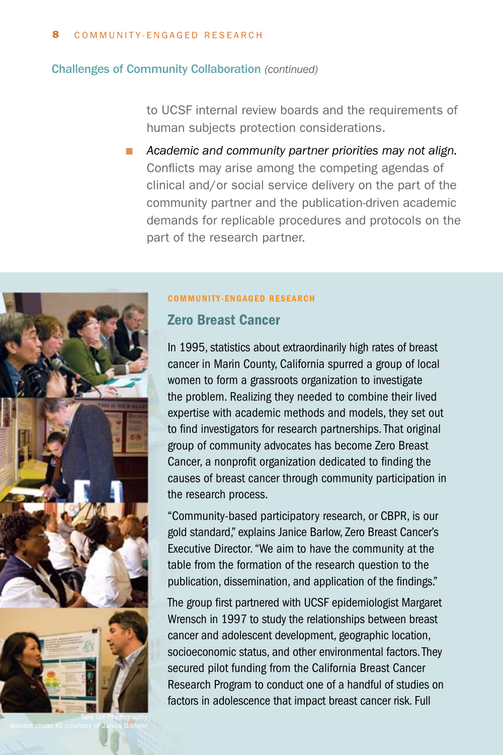## Challenges of Community Collaboration *(continued)*

to UCSF internal review boards and the requirements of human subjects protection considerations.

- *Academic and community partner priorities may not align.* Conflicts may arise among the competing agendas of clinical and/or social service delivery on the part of the community partner and the publication-driven academic demands for replicable procedures and protocols on the part of the research partner.

Tara Gill Photography (except photo #2 courtesy of Janice Barlow)

**COMMUNITY-ENGAGED RESEARCH**

### Zero Breast Cancer

In 1995, statistics about extraordinarily high rates of breast cancer in Marin County, California spurred a group of local women to form a grassroots organization to investigate the problem. Realizing they needed to combine their lived expertise with academic methods and models, they set out to find investigators for research partnerships. That original group of community advocates has become Zero Breast Cancer, a nonprofit organization dedicated to finding the causes of breast cancer through community participation in the research process.

"Community-based participatory research, or CBPR, is our gold standard," explains Janice Barlow, Zero Breast Cancer's Executive Director. "We aim to have the community at the table from the formation of the research question to the publication, dissemination, and application of the findings."

The group first partnered with UCSF epidemiologist Margaret Wrensch in 1997 to study the relationships between breast cancer and adolescent development, geographic location, socioeconomic status, and other environmental factors. They secured pilot funding from the California Breast Cancer Research Program to conduct one of a handful of studies on factors in adolescence that impact breast cancer risk. Full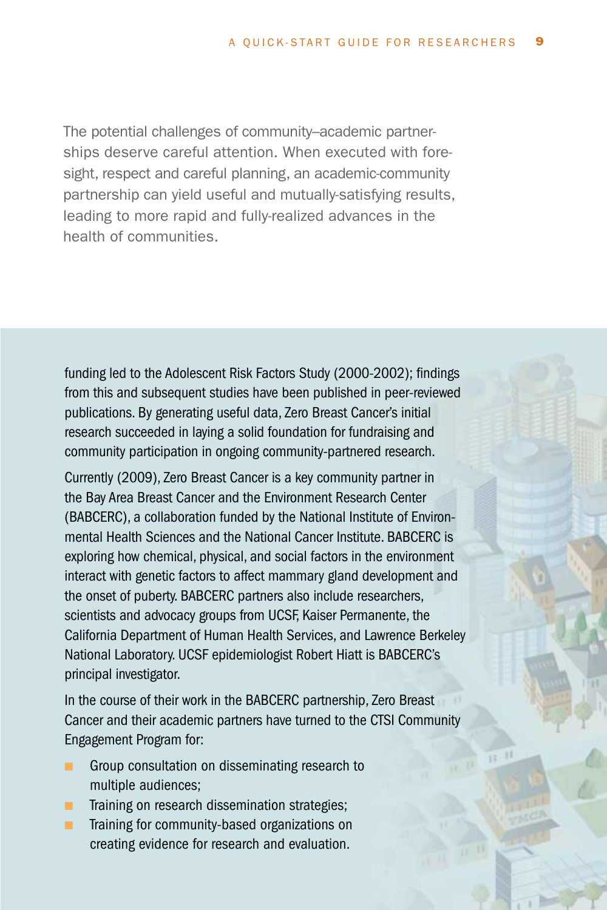The potential challenges of community–academic partnerships deserve careful attention. When executed with foresight, respect and careful planning, an academic-community partnership can yield useful and mutually-satisfying results, leading to more rapid and fully-realized advances in the health of communities.

funding led to the Adolescent Risk Factors Study (2000-2002); findings from this and subsequent studies have been published in peer-reviewed publications. By generating useful data, Zero Breast Cancer's initial research succeeded in laying a solid foundation for fundraising and community participation in ongoing community-partnered research.

Currently (2009), Zero Breast Cancer is a key community partner in the Bay Area Breast Cancer and the Environment Research Center (BABCERC), a collaboration funded by the National Institute of Environmental Health Sciences and the National Cancer Institute. BABCERC is exploring how chemical, physical, and social factors in the environment interact with genetic factors to affect mammary gland development and the onset of puberty. BABCERC partners also include researchers, scientists and advocacy groups from UCSF, Kaiser Permanente, the California Department of Human Health Services, and Lawrence Berkeley National Laboratory. UCSF epidemiologist Robert Hiatt is BABCERC's principal investigator.

In the course of their work in the BABCERC partnership, Zero Breast Cancer and their academic partners have turned to the CTSI Community Engagement Program for:

- Group consultation on disseminating research to multiple audiences;
- Training on research dissemination strategies;
- Training for community-based organizations on creating evidence for research and evaluation.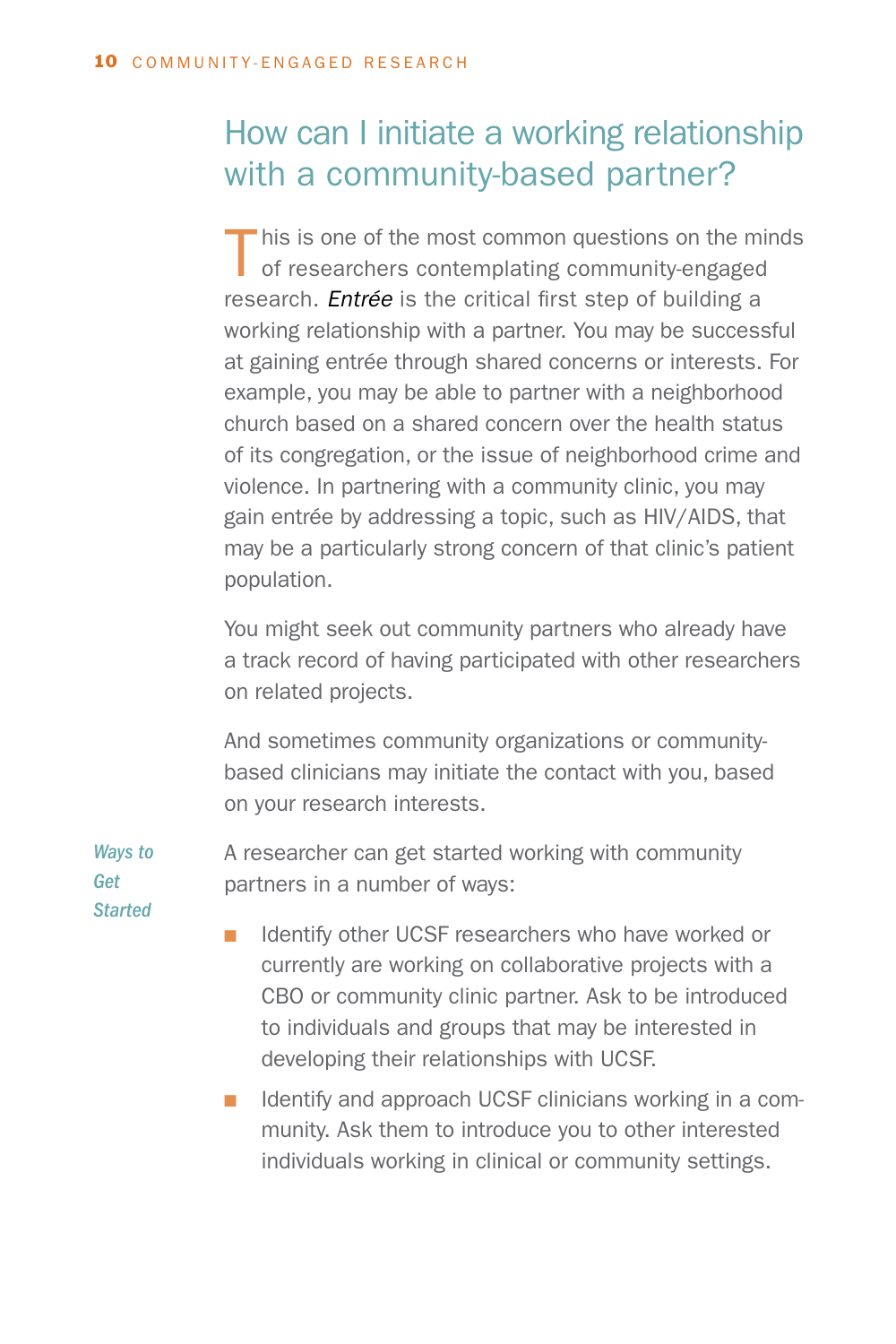## How can I initiate a working relationship with a community-based partner?

This is one of the most common questions on the minds of researchers contemplating community-engaged research. *Entrée* is the critical first step of building a working relationship with a partner. You may be successful at gaining entrée through shared concerns or interests. For example, you may be able to partner with a neighborhood church based on a shared concern over the health status of its congregation, or the issue of neighborhood crime and violence. In partnering with a community clinic, you may gain entrée by addressing a topic, such as HIV/AIDS, that may be a particularly strong concern of that clinic's patient population.

You might seek out community partners who already have a track record of having participated with other researchers on related projects.

And sometimes community organizations or community-based clinicians may initiate the contact with you, based on your research interests.

*Ways to Get Started*

A researcher can get started working with community partners in a number of ways:

- Identify other UCSF researchers who have worked or currently are working on collaborative projects with a CBO or community clinic partner. Ask to be introduced to individuals and groups that may be interested in developing their relationships with UCSF.
- Identify and approach UCSF clinicians working in a community. Ask them to introduce you to other interested individuals working in clinical or community settings.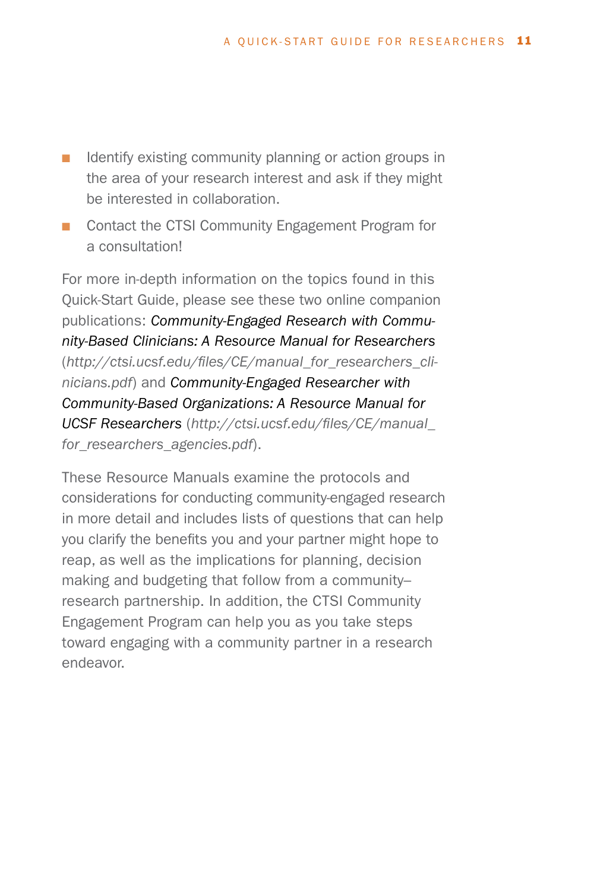- Identify existing community planning or action groups in the area of your research interest and ask if they might be interested in collaboration.
- Contact the CTSI Community Engagement Program for a consultation!

For more in-depth information on the topics found in this Quick-Start Guide, please see these two online companion publications: *Community-Engaged Research with Community-Based Clinicians: A Resource Manual for Researchers* (*http://ctsi.ucsf.edu/files/CE/manual_for_researchers_clinicians.pdf*) and *Community-Engaged Researcher with Community-Based Organizations: A Resource Manual for UCSF Researchers* (*http://ctsi.ucsf.edu/files/CE/manual_for_researchers_agencies.pdf*).

These Resource Manuals examine the protocols and considerations for conducting community-engaged research in more detail and includes lists of questions that can help you clarify the benefits you and your partner might hope to reap, as well as the implications for planning, decision making and budgeting that follow from a community–research partnership. In addition, the CTSI Community Engagement Program can help you as you take steps toward engaging with a community partner in a research endeavor.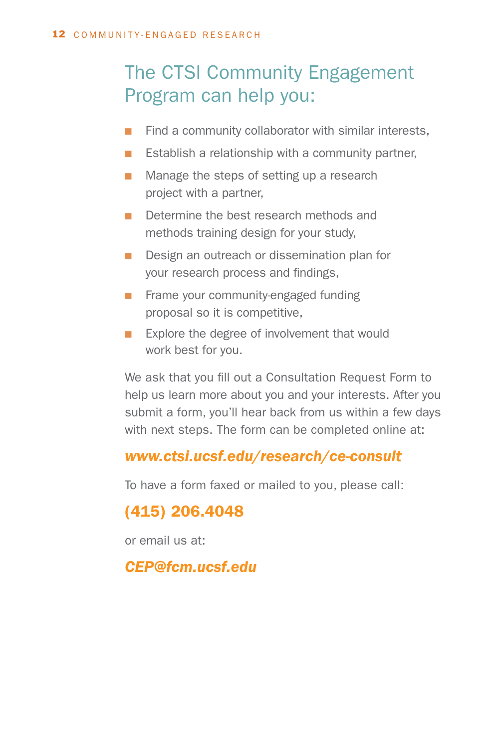## The CTSI Community Engagement Program can help you:

- Find a community collaborator with similar interests,
- Establish a relationship with a community partner,
- Manage the steps of setting up a research project with a partner,
- Determine the best research methods and methods training design for your study,
- Design an outreach or dissemination plan for your research process and findings,
- Frame your community-engaged funding proposal so it is competitive,
- Explore the degree of involvement that would work best for you.

We ask that you fill out a Consultation Request Form to help us learn more about you and your interests. After you submit a form, you'll hear back from us within a few days with next steps. The form can be completed online at:

***www.ctsi.ucsf.edu/research/ce-consult***

To have a form faxed or mailed to you, please call:

**(415) 206.4048**

or email us at:

***CEP@fcm.ucsf.edu***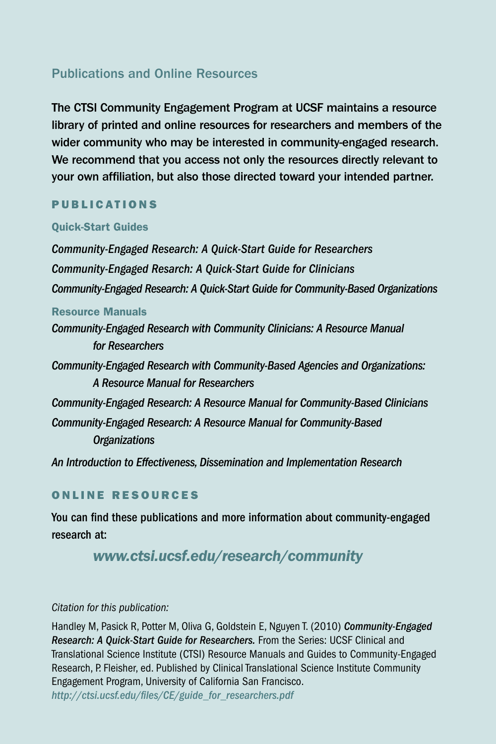## Publications and Online Resources

**The CTSI Community Engagement Program at UCSF maintains a resource library of printed and online resources for researchers and members of the wider community who may be interested in community-engaged research. We recommend that you access not only the resources directly relevant to your own affiliation, but also those directed toward your intended partner.**

### PUBLICATIONS

#### Quick-Start Guides

*Community-Engaged Research: A Quick-Start Guide for Researchers*

*Community-Engaged Resarch: A Quick-Start Guide for Clinicians*

*Community-Engaged Research: A Quick-Start Guide for Community-Based Organizations*

#### Resource Manuals

*Community-Engaged Research with Community Clinicians: A Resource Manual for Researchers*

*Community-Engaged Research with Community-Based Agencies and Organizations: A Resource Manual for Researchers*

*Community-Engaged Research: A Resource Manual for Community-Based Clinicians*

*Community-Engaged Research: A Resource Manual for Community-Based Organizations*

*An Introduction to Effectiveness, Dissemination and Implementation Research*

### ONLINE RESOURCES

You can find these publications and more information about community-engaged research at:

***www.ctsi.ucsf.edu/research/community***

*Citation for this publication:*

Handley M, Pasick R, Potter M, Oliva G, Goldstein E, Nguyen T. (2010) ***Community-Engaged Research: A Quick-Start Guide for Researchers.*** From the Series: UCSF Clinical and Translational Science Institute (CTSI) Resource Manuals and Guides to Community-Engaged Research, P. Fleisher, ed. Published by Clinical Translational Science Institute Community Engagement Program, University of California San Francisco. *http://ctsi.ucsf.edu/files/CE/guide_for_researchers.pdf*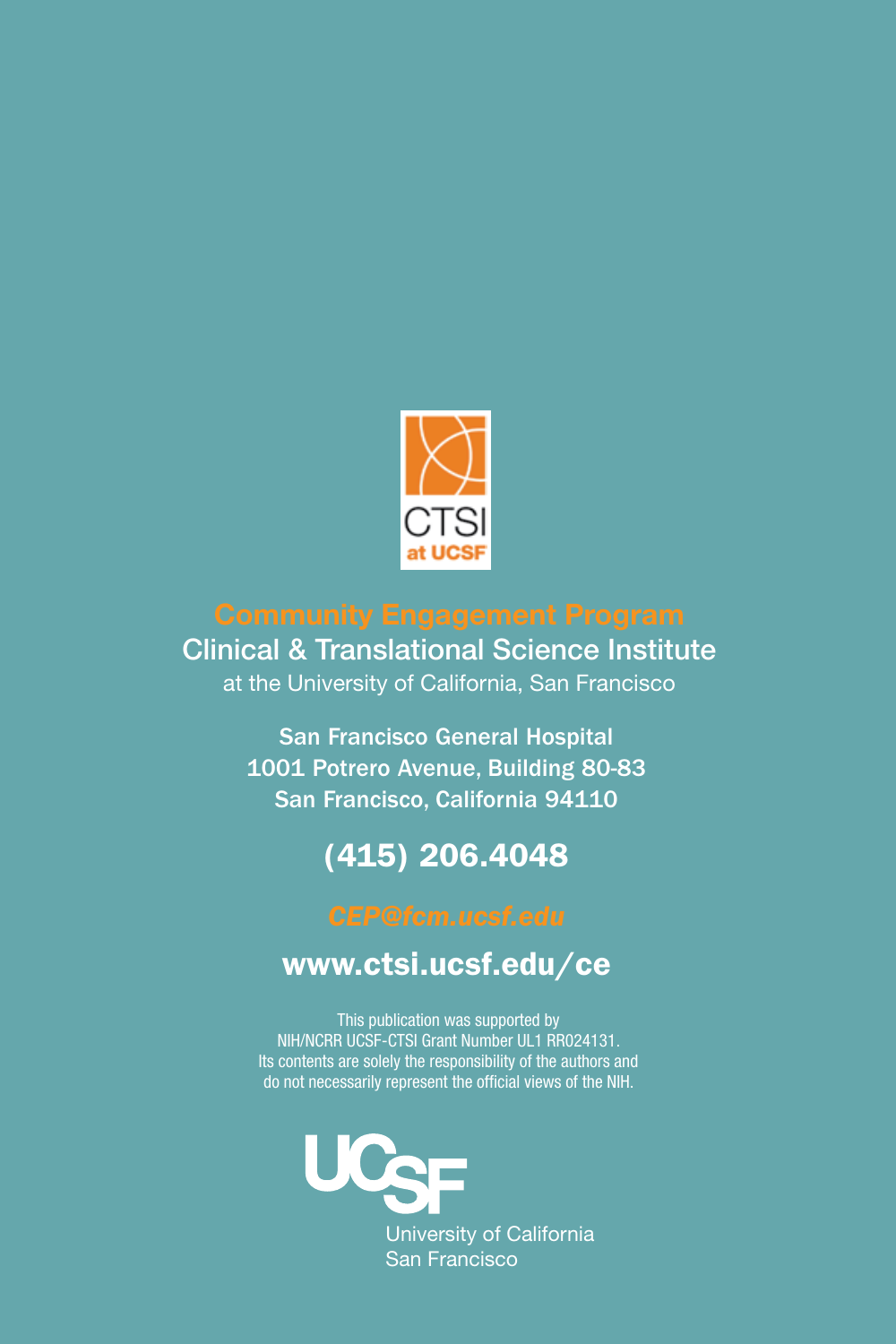CTSI
at UCSF

**Community Engagement Program**

**Clinical & Translational Science Institute**

at the University of California, San Francisco

San Francisco General Hospital
1001 Potrero Avenue, Building 80-83
San Francisco, California 94110

**(415) 206.4048**

*CEP@fcm.ucsf.edu*

**www.ctsi.ucsf.edu/ce**

This publication was supported by
NIH/NCRR UCSF-CTSI Grant Number UL1 RR024131.
Its contents are solely the responsibility of the authors and
do not necessarily represent the official views of the NIH.

UCSF
University of California
San Francisco